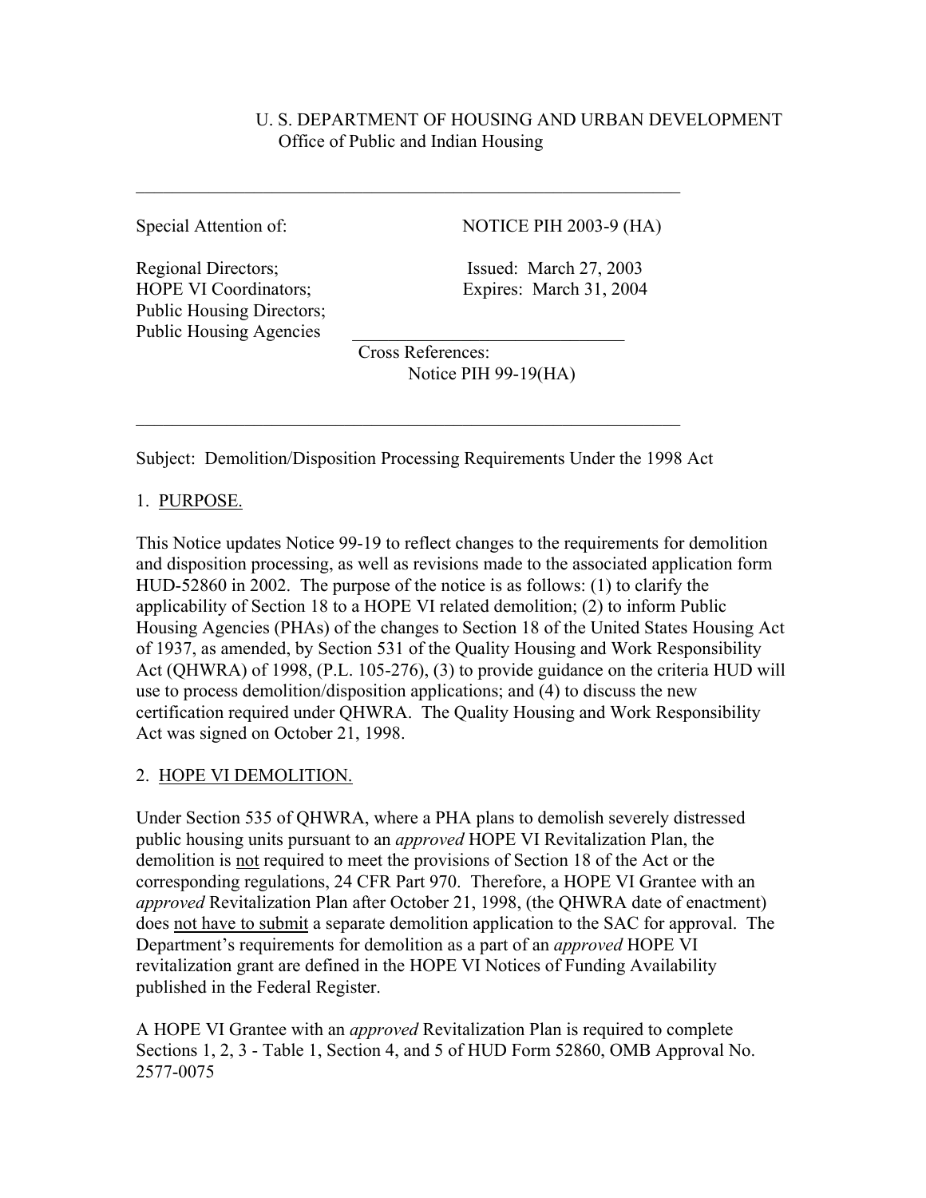U. S. DEPARTMENT OF HOUSING AND URBAN DEVELOPMENT
Office of Public and Indian Housing

---

Special Attention of:

Regional Directors;
HOPE VI Coordinators;
Public Housing Directors;
Public Housing Agencies

NOTICE PIH 2003-9 (HA)

Issued: March 27, 2003
Expires: March 31, 2004

---

Cross References:
Notice PIH 99-19(HA)

---

Subject: Demolition/Disposition Processing Requirements Under the 1998 Act

## 1. PURPOSE.

This Notice updates Notice 99-19 to reflect changes to the requirements for demolition and disposition processing, as well as revisions made to the associated application form HUD-52860 in 2002. The purpose of the notice is as follows: (1) to clarify the applicability of Section 18 to a HOPE VI related demolition; (2) to inform Public Housing Agencies (PHAs) of the changes to Section 18 of the United States Housing Act of 1937, as amended, by Section 531 of the Quality Housing and Work Responsibility Act (QHWRA) of 1998, (P.L. 105-276), (3) to provide guidance on the criteria HUD will use to process demolition/disposition applications; and (4) to discuss the new certification required under QHWRA. The Quality Housing and Work Responsibility Act was signed on October 21, 1998.

## 2. HOPE VI DEMOLITION.

Under Section 535 of QHWRA, where a PHA plans to demolish severely distressed public housing units pursuant to an *approved* HOPE VI Revitalization Plan, the demolition is not required to meet the provisions of Section 18 of the Act or the corresponding regulations, 24 CFR Part 970. Therefore, a HOPE VI Grantee with an *approved* Revitalization Plan after October 21, 1998, (the QHWRA date of enactment) does not have to submit a separate demolition application to the SAC for approval. The Department's requirements for demolition as a part of an *approved* HOPE VI revitalization grant are defined in the HOPE VI Notices of Funding Availability published in the Federal Register.

A HOPE VI Grantee with an *approved* Revitalization Plan is required to complete Sections 1, 2, 3 - Table 1, Section 4, and 5 of HUD Form 52860, OMB Approval No. 2577-0075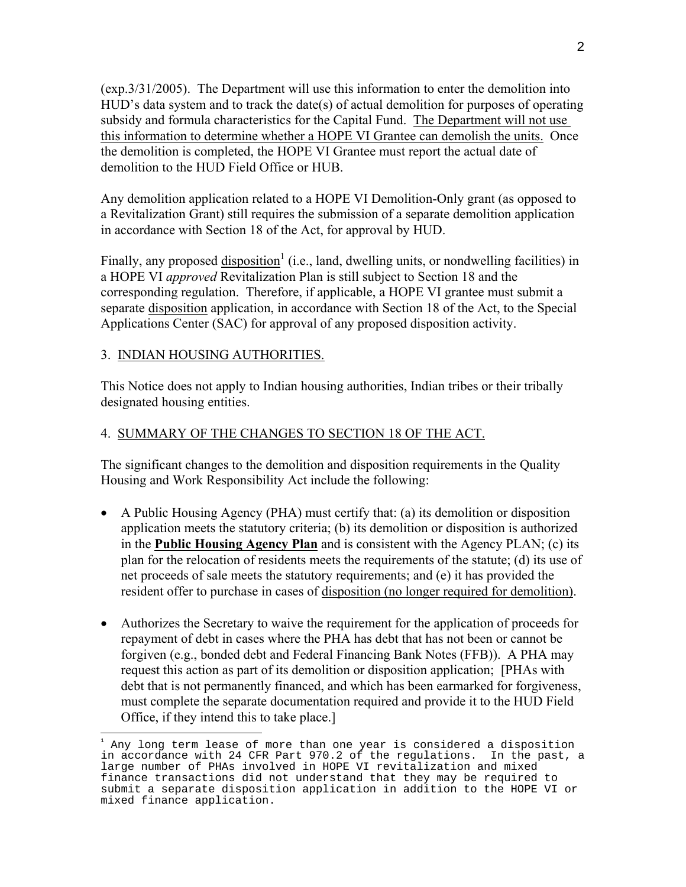(exp.3/31/2005). The Department will use this information to enter the demolition into HUD's data system and to track the date(s) of actual demolition for purposes of operating subsidy and formula characteristics for the Capital Fund. The Department will not use this information to determine whether a HOPE VI Grantee can demolish the units. Once the demolition is completed, the HOPE VI Grantee must report the actual date of demolition to the HUD Field Office or HUB.

Any demolition application related to a HOPE VI Demolition-Only grant (as opposed to a Revitalization Grant) still requires the submission of a separate demolition application in accordance with Section 18 of the Act, for approval by HUD.

Finally, any proposed disposition[1] (i.e., land, dwelling units, or nondwelling facilities) in a HOPE VI *approved* Revitalization Plan is still subject to Section 18 and the corresponding regulation. Therefore, if applicable, a HOPE VI grantee must submit a separate disposition application, in accordance with Section 18 of the Act, to the Special Applications Center (SAC) for approval of any proposed disposition activity.

## 3. INDIAN HOUSING AUTHORITIES.

This Notice does not apply to Indian housing authorities, Indian tribes or their tribally designated housing entities.

## 4. SUMMARY OF THE CHANGES TO SECTION 18 OF THE ACT.

The significant changes to the demolition and disposition requirements in the Quality Housing and Work Responsibility Act include the following:

- A Public Housing Agency (PHA) must certify that: (a) its demolition or disposition application meets the statutory criteria; (b) its demolition or disposition is authorized in the **Public Housing Agency Plan** and is consistent with the Agency PLAN; (c) its plan for the relocation of residents meets the requirements of the statute; (d) its use of net proceeds of sale meets the statutory requirements; and (e) it has provided the resident offer to purchase in cases of disposition (no longer required for demolition).

- Authorizes the Secretary to waive the requirement for the application of proceeds for repayment of debt in cases where the PHA has debt that has not been or cannot be forgiven (e.g., bonded debt and Federal Financing Bank Notes (FFB)). A PHA may request this action as part of its demolition or disposition application; [PHAs with debt that is not permanently financed, and which has been earmarked for forgiveness, must complete the separate documentation required and provide it to the HUD Field Office, if they intend this to take place.]

---

[1] Any long term lease of more than one year is considered a disposition in accordance with 24 CFR Part 970.2 of the regulations. In the past, a large number of PHAs involved in HOPE VI revitalization and mixed finance transactions did not understand that they may be required to submit a separate disposition application in addition to the HOPE VI or mixed finance application.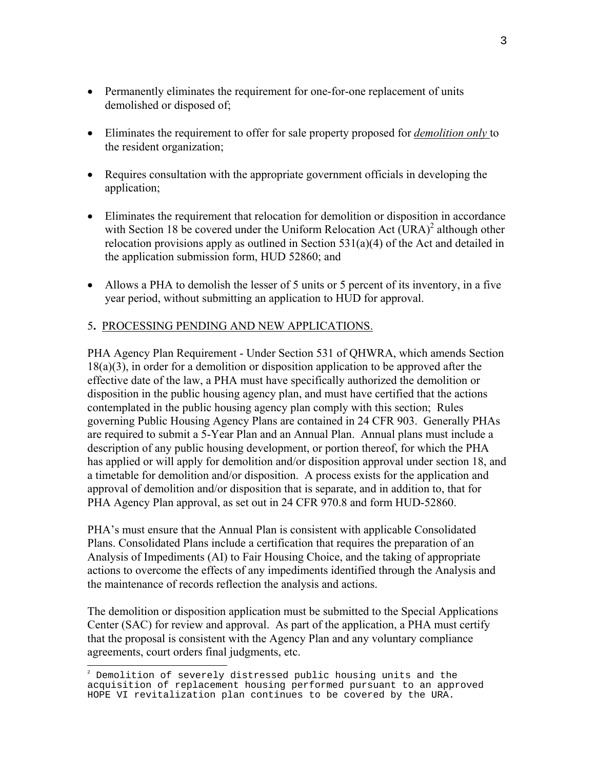- Permanently eliminates the requirement for one-for-one replacement of units demolished or disposed of;

- Eliminates the requirement to offer for sale property proposed for ***demolition only*** to the resident organization;

- Requires consultation with the appropriate government officials in developing the application;

- Eliminates the requirement that relocation for demolition or disposition in accordance with Section 18 be covered under the Uniform Relocation Act (URA)[2] although other relocation provisions apply as outlined in Section 531(a)(4) of the Act and detailed in the application submission form, HUD 52860; and

- Allows a PHA to demolish the lesser of 5 units or 5 percent of its inventory, in a five year period, without submitting an application to HUD for approval.

5. PROCESSING PENDING AND NEW APPLICATIONS.

PHA Agency Plan Requirement - Under Section 531 of QHWRA, which amends Section 18(a)(3), in order for a demolition or disposition application to be approved after the effective date of the law, a PHA must have specifically authorized the demolition or disposition in the public housing agency plan, and must have certified that the actions contemplated in the public housing agency plan comply with this section; Rules governing Public Housing Agency Plans are contained in 24 CFR 903. Generally PHAs are required to submit a 5-Year Plan and an Annual Plan. Annual plans must include a description of any public housing development, or portion thereof, for which the PHA has applied or will apply for demolition and/or disposition approval under section 18, and a timetable for demolition and/or disposition. A process exists for the application and approval of demolition and/or disposition that is separate, and in addition to, that for PHA Agency Plan approval, as set out in 24 CFR 970.8 and form HUD-52860.

PHA's must ensure that the Annual Plan is consistent with applicable Consolidated Plans. Consolidated Plans include a certification that requires the preparation of an Analysis of Impediments (AI) to Fair Housing Choice, and the taking of appropriate actions to overcome the effects of any impediments identified through the Analysis and the maintenance of records reflection the analysis and actions.

The demolition or disposition application must be submitted to the Special Applications Center (SAC) for review and approval. As part of the application, a PHA must certify that the proposal is consistent with the Agency Plan and any voluntary compliance agreements, court orders final judgments, etc.

[2] Demolition of severely distressed public housing units and the acquisition of replacement housing performed pursuant to an approved HOPE VI revitalization plan continues to be covered by the URA.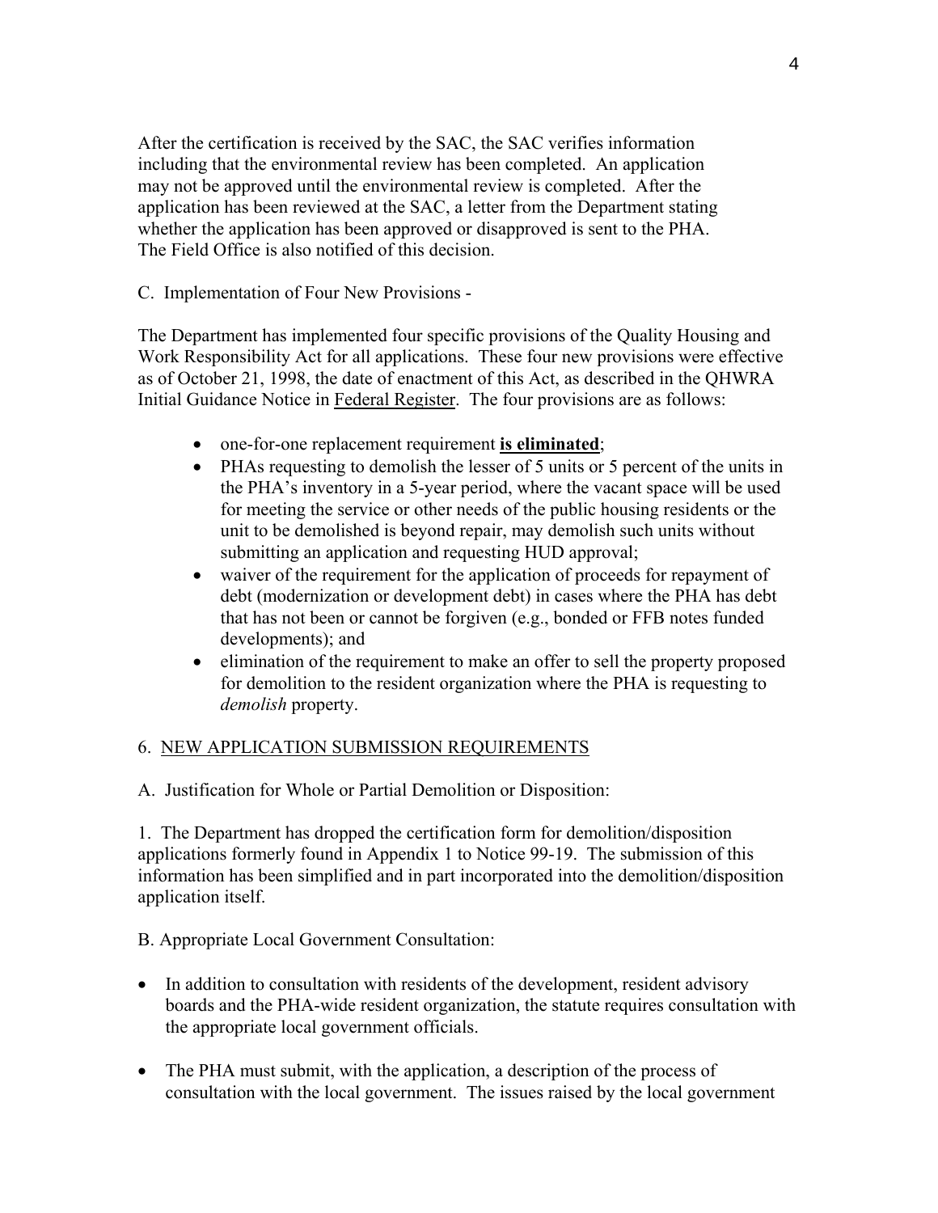After the certification is received by the SAC, the SAC verifies information including that the environmental review has been completed. An application may not be approved until the environmental review is completed. After the application has been reviewed at the SAC, a letter from the Department stating whether the application has been approved or disapproved is sent to the PHA. The Field Office is also notified of this decision.

C. Implementation of Four New Provisions -

The Department has implemented four specific provisions of the Quality Housing and Work Responsibility Act for all applications. These four new provisions were effective as of October 21, 1998, the date of enactment of this Act, as described in the QHWRA Initial Guidance Notice in Federal Register. The four provisions are as follows:

- one-for-one replacement requirement **is eliminated**;
- PHAs requesting to demolish the lesser of 5 units or 5 percent of the units in the PHA's inventory in a 5-year period, where the vacant space will be used for meeting the service or other needs of the public housing residents or the unit to be demolished is beyond repair, may demolish such units without submitting an application and requesting HUD approval;
- waiver of the requirement for the application of proceeds for repayment of debt (modernization or development debt) in cases where the PHA has debt that has not been or cannot be forgiven (e.g., bonded or FFB notes funded developments); and
- elimination of the requirement to make an offer to sell the property proposed for demolition to the resident organization where the PHA is requesting to *demolish* property.

## 6. NEW APPLICATION SUBMISSION REQUIREMENTS

A. Justification for Whole or Partial Demolition or Disposition:

1. The Department has dropped the certification form for demolition/disposition applications formerly found in Appendix 1 to Notice 99-19. The submission of this information has been simplified and in part incorporated into the demolition/disposition application itself.

B. Appropriate Local Government Consultation:

- In addition to consultation with residents of the development, resident advisory boards and the PHA-wide resident organization, the statute requires consultation with the appropriate local government officials.

- The PHA must submit, with the application, a description of the process of consultation with the local government. The issues raised by the local government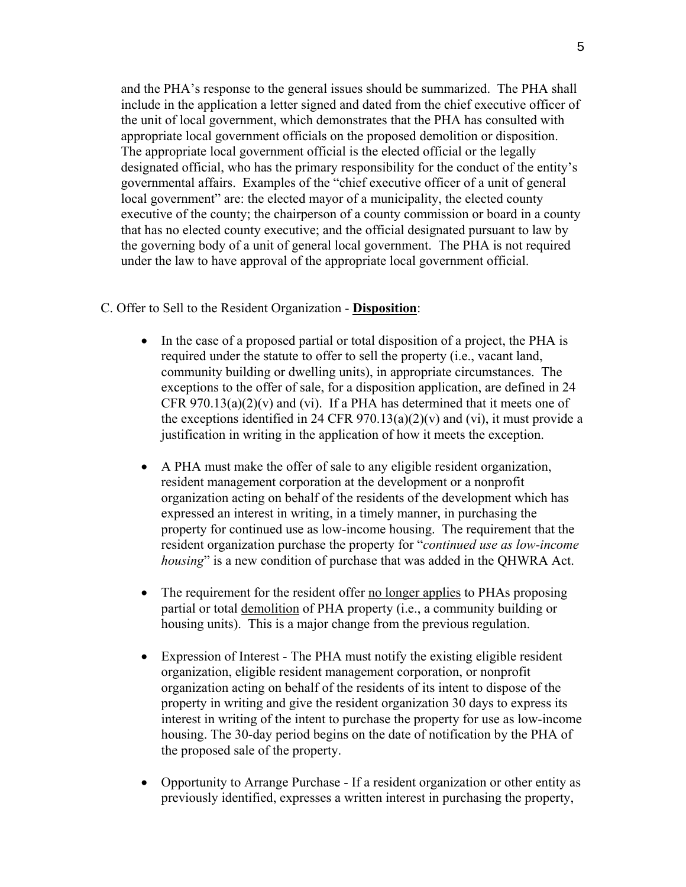and the PHA's response to the general issues should be summarized. The PHA shall include in the application a letter signed and dated from the chief executive officer of the unit of local government, which demonstrates that the PHA has consulted with appropriate local government officials on the proposed demolition or disposition. The appropriate local government official is the elected official or the legally designated official, who has the primary responsibility for the conduct of the entity's governmental affairs. Examples of the "chief executive officer of a unit of general local government" are: the elected mayor of a municipality, the elected county executive of the county; the chairperson of a county commission or board in a county that has no elected county executive; and the official designated pursuant to law by the governing body of a unit of general local government. The PHA is not required under the law to have approval of the appropriate local government official.

C. Offer to Sell to the Resident Organization - **Disposition**:

- In the case of a proposed partial or total disposition of a project, the PHA is required under the statute to offer to sell the property (i.e., vacant land, community building or dwelling units), in appropriate circumstances. The exceptions to the offer of sale, for a disposition application, are defined in 24 CFR 970.13(a)(2)(v) and (vi). If a PHA has determined that it meets one of the exceptions identified in 24 CFR 970.13(a)(2)(v) and (vi), it must provide a justification in writing in the application of how it meets the exception.

- A PHA must make the offer of sale to any eligible resident organization, resident management corporation at the development or a nonprofit organization acting on behalf of the residents of the development which has expressed an interest in writing, in a timely manner, in purchasing the property for continued use as low-income housing. The requirement that the resident organization purchase the property for "*continued use as low-income housing*" is a new condition of purchase that was added in the QHWRA Act.

- The requirement for the resident offer <u>no longer applies</u> to PHAs proposing partial or total <u>demolition</u> of PHA property (i.e., a community building or housing units). This is a major change from the previous regulation.

- Expression of Interest - The PHA must notify the existing eligible resident organization, eligible resident management corporation, or nonprofit organization acting on behalf of the residents of its intent to dispose of the property in writing and give the resident organization 30 days to express its interest in writing of the intent to purchase the property for use as low-income housing. The 30-day period begins on the date of notification by the PHA of the proposed sale of the property.

- Opportunity to Arrange Purchase - If a resident organization or other entity as previously identified, expresses a written interest in purchasing the property,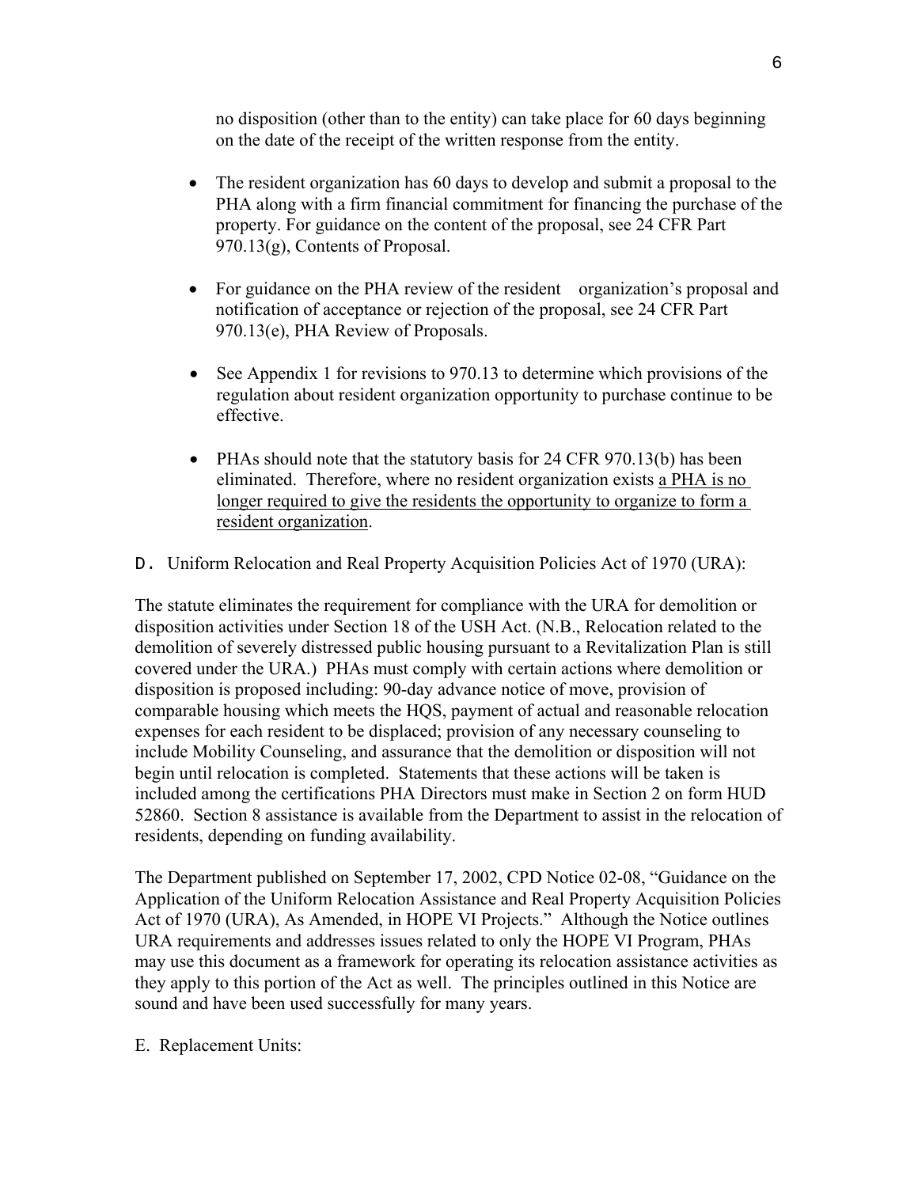no disposition (other than to the entity) can take place for 60 days beginning on the date of the receipt of the written response from the entity.

- The resident organization has 60 days to develop and submit a proposal to the PHA along with a firm financial commitment for financing the purchase of the property. For guidance on the content of the proposal, see 24 CFR Part 970.13(g), Contents of Proposal.

- For guidance on the PHA review of the resident organization's proposal and notification of acceptance or rejection of the proposal, see 24 CFR Part 970.13(e), PHA Review of Proposals.

- See Appendix 1 for revisions to 970.13 to determine which provisions of the regulation about resident organization opportunity to purchase continue to be effective.

- PHAs should note that the statutory basis for 24 CFR 970.13(b) has been eliminated. Therefore, where no resident organization exists <u>a PHA is no longer required to give the residents the opportunity to organize to form a resident organization</u>.

D. Uniform Relocation and Real Property Acquisition Policies Act of 1970 (URA):

The statute eliminates the requirement for compliance with the URA for demolition or disposition activities under Section 18 of the USH Act. (N.B., Relocation related to the demolition of severely distressed public housing pursuant to a Revitalization Plan is still covered under the URA.) PHAs must comply with certain actions where demolition or disposition is proposed including: 90-day advance notice of move, provision of comparable housing which meets the HQS, payment of actual and reasonable relocation expenses for each resident to be displaced; provision of any necessary counseling to include Mobility Counseling, and assurance that the demolition or disposition will not begin until relocation is completed. Statements that these actions will be taken is included among the certifications PHA Directors must make in Section 2 on form HUD 52860. Section 8 assistance is available from the Department to assist in the relocation of residents, depending on funding availability.

The Department published on September 17, 2002, CPD Notice 02-08, "Guidance on the Application of the Uniform Relocation Assistance and Real Property Acquisition Policies Act of 1970 (URA), As Amended, in HOPE VI Projects." Although the Notice outlines URA requirements and addresses issues related to only the HOPE VI Program, PHAs may use this document as a framework for operating its relocation assistance activities as they apply to this portion of the Act as well. The principles outlined in this Notice are sound and have been used successfully for many years.

E. Replacement Units: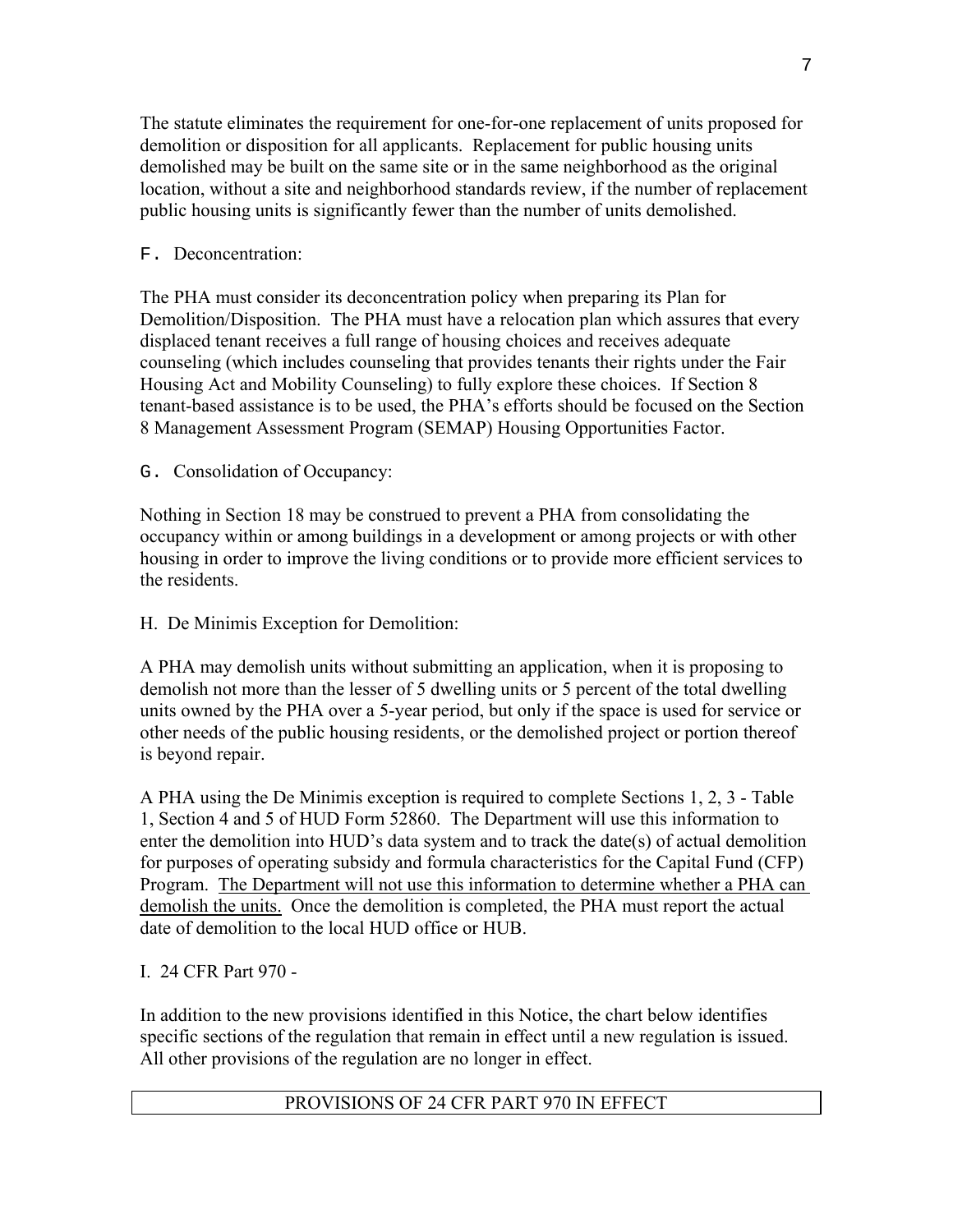The statute eliminates the requirement for one-for-one replacement of units proposed for demolition or disposition for all applicants. Replacement for public housing units demolished may be built on the same site or in the same neighborhood as the original location, without a site and neighborhood standards review, if the number of replacement public housing units is significantly fewer than the number of units demolished.

F. Deconcentration:

The PHA must consider its deconcentration policy when preparing its Plan for Demolition/Disposition. The PHA must have a relocation plan which assures that every displaced tenant receives a full range of housing choices and receives adequate counseling (which includes counseling that provides tenants their rights under the Fair Housing Act and Mobility Counseling) to fully explore these choices. If Section 8 tenant-based assistance is to be used, the PHA's efforts should be focused on the Section 8 Management Assessment Program (SEMAP) Housing Opportunities Factor.

G. Consolidation of Occupancy:

Nothing in Section 18 may be construed to prevent a PHA from consolidating the occupancy within or among buildings in a development or among projects or with other housing in order to improve the living conditions or to provide more efficient services to the residents.

H. De Minimis Exception for Demolition:

A PHA may demolish units without submitting an application, when it is proposing to demolish not more than the lesser of 5 dwelling units or 5 percent of the total dwelling units owned by the PHA over a 5-year period, but only if the space is used for service or other needs of the public housing residents, or the demolished project or portion thereof is beyond repair.

A PHA using the De Minimis exception is required to complete Sections 1, 2, 3 - Table 1, Section 4 and 5 of HUD Form 52860. The Department will use this information to enter the demolition into HUD's data system and to track the date(s) of actual demolition for purposes of operating subsidy and formula characteristics for the Capital Fund (CFP) Program. <u>The Department will not use this information to determine whether a PHA can demolish the units.</u> Once the demolition is completed, the PHA must report the actual date of demolition to the local HUD office or HUB.

I. 24 CFR Part 970 -

In addition to the new provisions identified in this Notice, the chart below identifies specific sections of the regulation that remain in effect until a new regulation is issued. All other provisions of the regulation are no longer in effect.

| PROVISIONS OF 24 CFR PART 970 IN EFFECT |
| --- |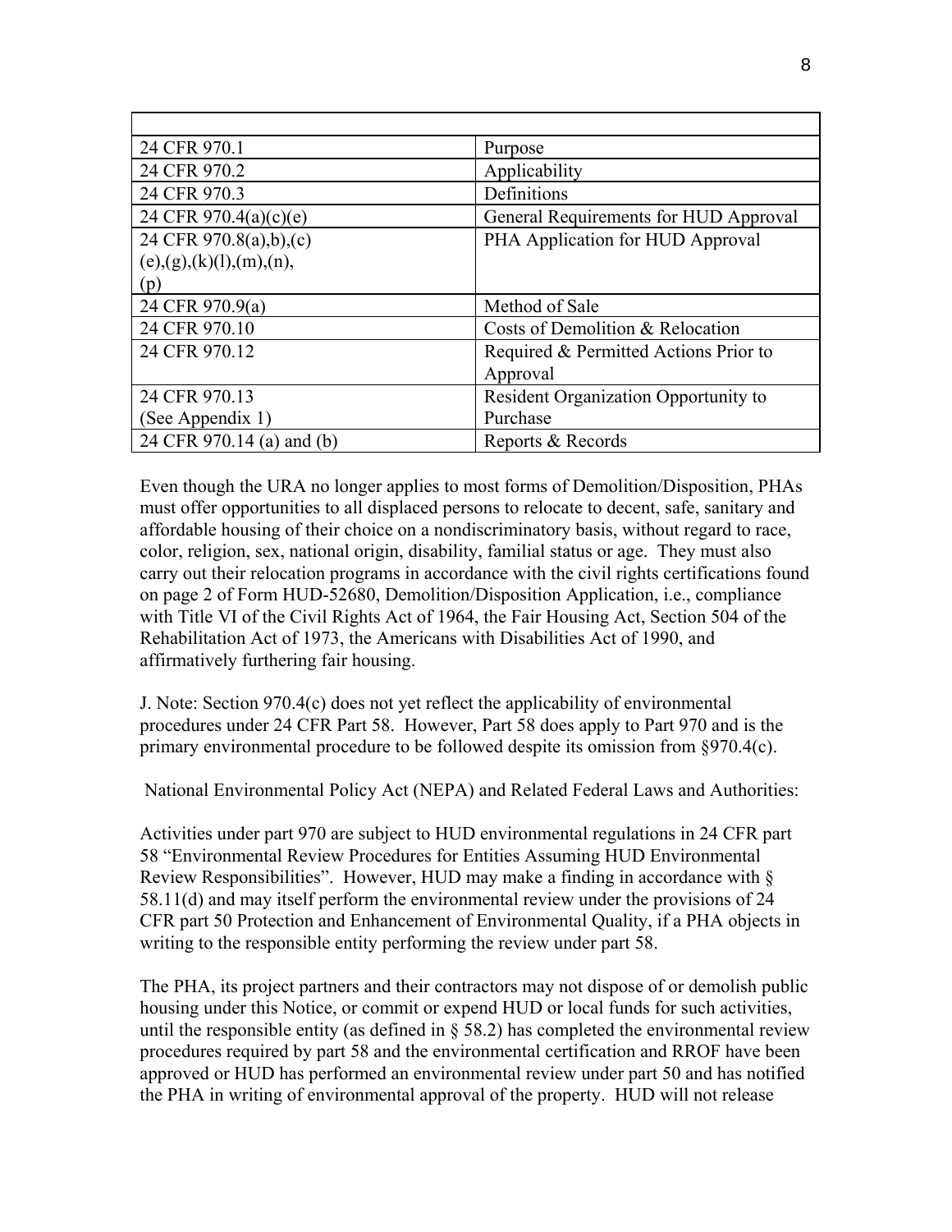| | |
|---|---|
| 24 CFR 970.1 | Purpose |
| 24 CFR 970.2 | Applicability |
| 24 CFR 970.3 | Definitions |
| 24 CFR 970.4(a)(c)(e) | General Requirements for HUD Approval |
| 24 CFR 970.8(a),b),(c) (e),(g),(k)(l),(m),(n), (p) | PHA Application for HUD Approval |
| 24 CFR 970.9(a) | Method of Sale |
| 24 CFR 970.10 | Costs of Demolition & Relocation |
| 24 CFR 970.12 | Required & Permitted Actions Prior to Approval |
| 24 CFR 970.13 (See Appendix 1) | Resident Organization Opportunity to Purchase |
| 24 CFR 970.14 (a) and (b) | Reports & Records |

Even though the URA no longer applies to most forms of Demolition/Disposition, PHAs must offer opportunities to all displaced persons to relocate to decent, safe, sanitary and affordable housing of their choice on a nondiscriminatory basis, without regard to race, color, religion, sex, national origin, disability, familial status or age. They must also carry out their relocation programs in accordance with the civil rights certifications found on page 2 of Form HUD-52680, Demolition/Disposition Application, i.e., compliance with Title VI of the Civil Rights Act of 1964, the Fair Housing Act, Section 504 of the Rehabilitation Act of 1973, the Americans with Disabilities Act of 1990, and affirmatively furthering fair housing.

J. Note: Section 970.4(c) does not yet reflect the applicability of environmental procedures under 24 CFR Part 58. However, Part 58 does apply to Part 970 and is the primary environmental procedure to be followed despite its omission from §970.4(c).

National Environmental Policy Act (NEPA) and Related Federal Laws and Authorities:

Activities under part 970 are subject to HUD environmental regulations in 24 CFR part 58 "Environmental Review Procedures for Entities Assuming HUD Environmental Review Responsibilities". However, HUD may make a finding in accordance with § 58.11(d) and may itself perform the environmental review under the provisions of 24 CFR part 50 Protection and Enhancement of Environmental Quality, if a PHA objects in writing to the responsible entity performing the review under part 58.

The PHA, its project partners and their contractors may not dispose of or demolish public housing under this Notice, or commit or expend HUD or local funds for such activities, until the responsible entity (as defined in § 58.2) has completed the environmental review procedures required by part 58 and the environmental certification and RROF have been approved or HUD has performed an environmental review under part 50 and has notified the PHA in writing of environmental approval of the property. HUD will not release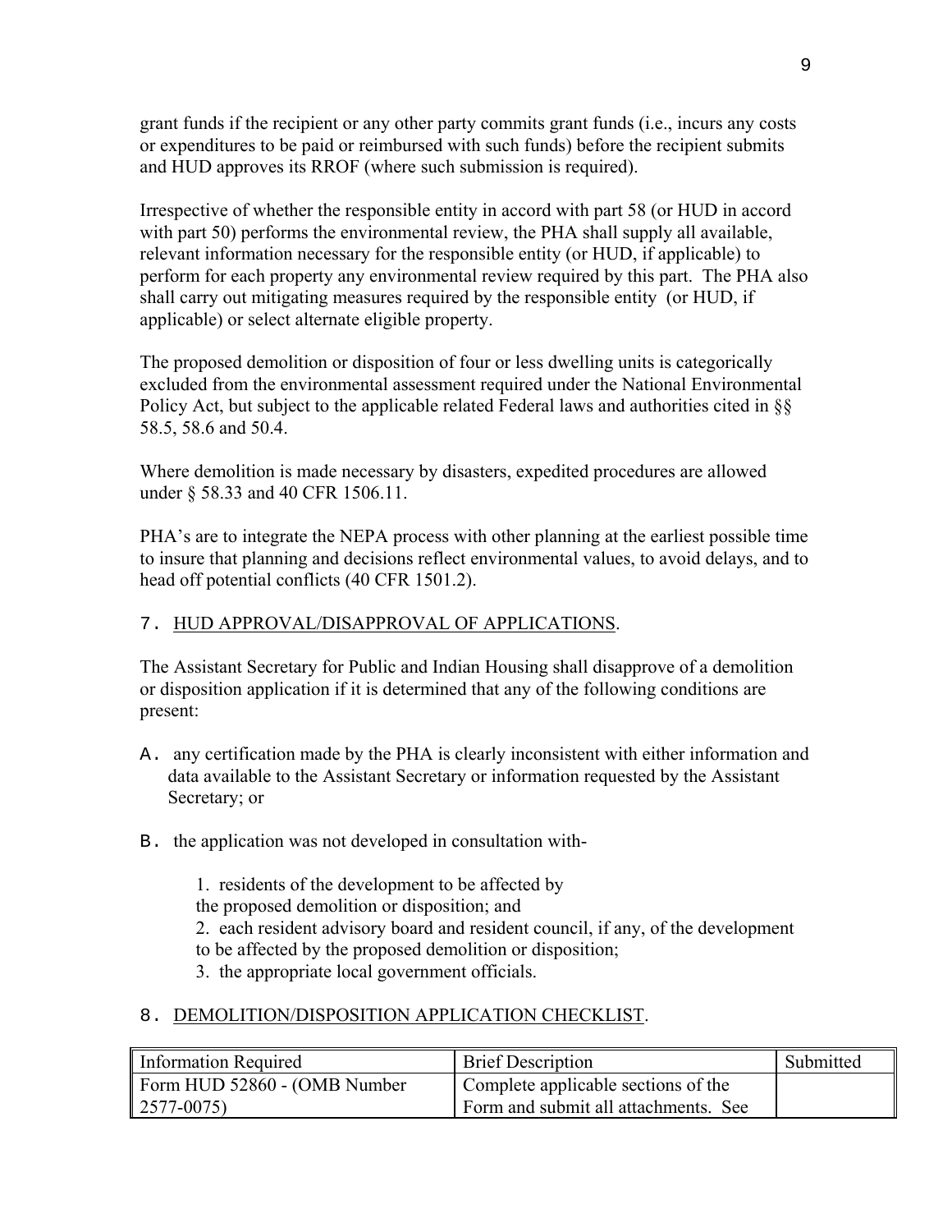grant funds if the recipient or any other party commits grant funds (i.e., incurs any costs or expenditures to be paid or reimbursed with such funds) before the recipient submits and HUD approves its RROF (where such submission is required).

Irrespective of whether the responsible entity in accord with part 58 (or HUD in accord with part 50) performs the environmental review, the PHA shall supply all available, relevant information necessary for the responsible entity (or HUD, if applicable) to perform for each property any environmental review required by this part. The PHA also shall carry out mitigating measures required by the responsible entity (or HUD, if applicable) or select alternate eligible property.

The proposed demolition or disposition of four or less dwelling units is categorically excluded from the environmental assessment required under the National Environmental Policy Act, but subject to the applicable related Federal laws and authorities cited in §§ 58.5, 58.6 and 50.4.

Where demolition is made necessary by disasters, expedited procedures are allowed under § 58.33 and 40 CFR 1506.11.

PHA's are to integrate the NEPA process with other planning at the earliest possible time to insure that planning and decisions reflect environmental values, to avoid delays, and to head off potential conflicts (40 CFR 1501.2).

## 7. HUD APPROVAL/DISAPPROVAL OF APPLICATIONS.

The Assistant Secretary for Public and Indian Housing shall disapprove of a demolition or disposition application if it is determined that any of the following conditions are present:

A. any certification made by the PHA is clearly inconsistent with either information and data available to the Assistant Secretary or information requested by the Assistant Secretary; or

B. the application was not developed in consultation with-

1. residents of the development to be affected by the proposed demolition or disposition; and
2. each resident advisory board and resident council, if any, of the development to be affected by the proposed demolition or disposition;
3. the appropriate local government officials.

## 8. DEMOLITION/DISPOSITION APPLICATION CHECKLIST.

| Information Required | Brief Description | Submitted |
|---|---|---|
| Form HUD 52860 - (OMB Number 2577-0075) | Complete applicable sections of the Form and submit all attachments. See | |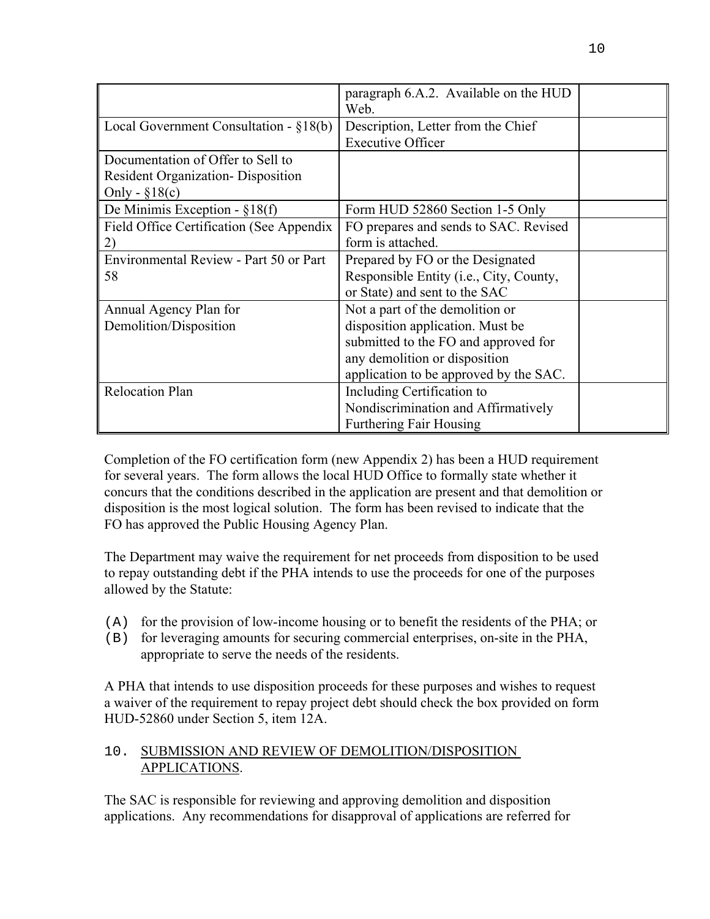| | | |
|---|---|---|
| | paragraph 6.A.2. Available on the HUD Web. | |
| Local Government Consultation - §18(b) | Description, Letter from the Chief Executive Officer | |
| Documentation of Offer to Sell to Resident Organization- Disposition Only - §18(c) | | |
| De Minimis Exception - §18(f) | Form HUD 52860 Section 1-5 Only | |
| Field Office Certification (See Appendix 2) | FO prepares and sends to SAC. Revised form is attached. | |
| Environmental Review - Part 50 or Part 58 | Prepared by FO or the Designated Responsible Entity (i.e., City, County, or State) and sent to the SAC | |
| Annual Agency Plan for Demolition/Disposition | Not a part of the demolition or disposition application. Must be submitted to the FO and approved for any demolition or disposition application to be approved by the SAC. | |
| Relocation Plan | Including Certification to Nondiscrimination and Affirmatively Furthering Fair Housing | |

Completion of the FO certification form (new Appendix 2) has been a HUD requirement for several years. The form allows the local HUD Office to formally state whether it concurs that the conditions described in the application are present and that demolition or disposition is the most logical solution. The form has been revised to indicate that the FO has approved the Public Housing Agency Plan.

The Department may waive the requirement for net proceeds from disposition to be used to repay outstanding debt if the PHA intends to use the proceeds for one of the purposes allowed by the Statute:

(A) for the provision of low-income housing or to benefit the residents of the PHA; or
(B) for leveraging amounts for securing commercial enterprises, on-site in the PHA, appropriate to serve the needs of the residents.

A PHA that intends to use disposition proceeds for these purposes and wishes to request a waiver of the requirement to repay project debt should check the box provided on form HUD-52860 under Section 5, item 12A.

10. SUBMISSION AND REVIEW OF DEMOLITION/DISPOSITION APPLICATIONS.

The SAC is responsible for reviewing and approving demolition and disposition applications. Any recommendations for disapproval of applications are referred for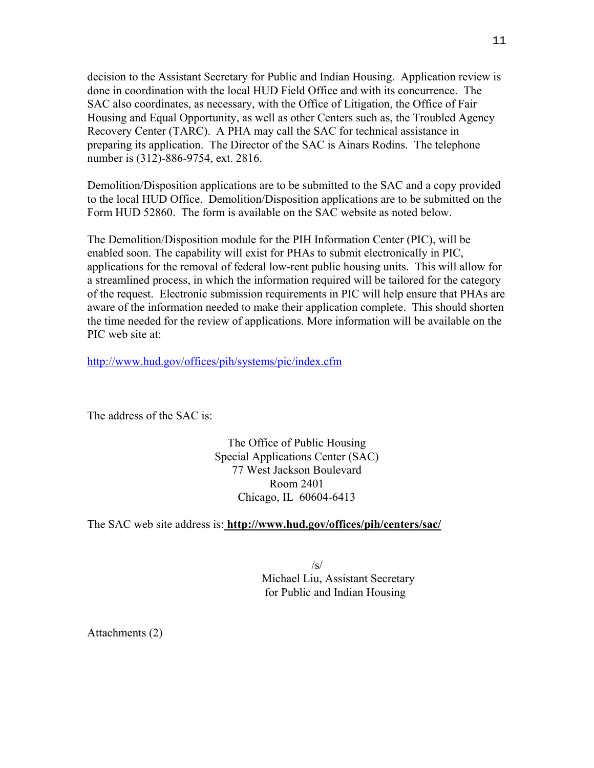decision to the Assistant Secretary for Public and Indian Housing. Application review is done in coordination with the local HUD Field Office and with its concurrence. The SAC also coordinates, as necessary, with the Office of Litigation, the Office of Fair Housing and Equal Opportunity, as well as other Centers such as, the Troubled Agency Recovery Center (TARC). A PHA may call the SAC for technical assistance in preparing its application. The Director of the SAC is Ainars Rodins. The telephone number is (312)-886-9754, ext. 2816.

Demolition/Disposition applications are to be submitted to the SAC and a copy provided to the local HUD Office. Demolition/Disposition applications are to be submitted on the Form HUD 52860. The form is available on the SAC website as noted below.

The Demolition/Disposition module for the PIH Information Center (PIC), will be enabled soon. The capability will exist for PHAs to submit electronically in PIC, applications for the removal of federal low-rent public housing units. This will allow for a streamlined process, in which the information required will be tailored for the category of the request. Electronic submission requirements in PIC will help ensure that PHAs are aware of the information needed to make their application complete. This should shorten the time needed for the review of applications. More information will be available on the PIC web site at:

http://www.hud.gov/offices/pih/systems/pic/index.cfm

The address of the SAC is:

The Office of Public Housing
Special Applications Center (SAC)
77 West Jackson Boulevard
Room 2401
Chicago, IL 60604-6413

The SAC web site address is: **http://www.hud.gov/offices/pih/centers/sac/**

/s/
Michael Liu, Assistant Secretary
for Public and Indian Housing

Attachments (2)